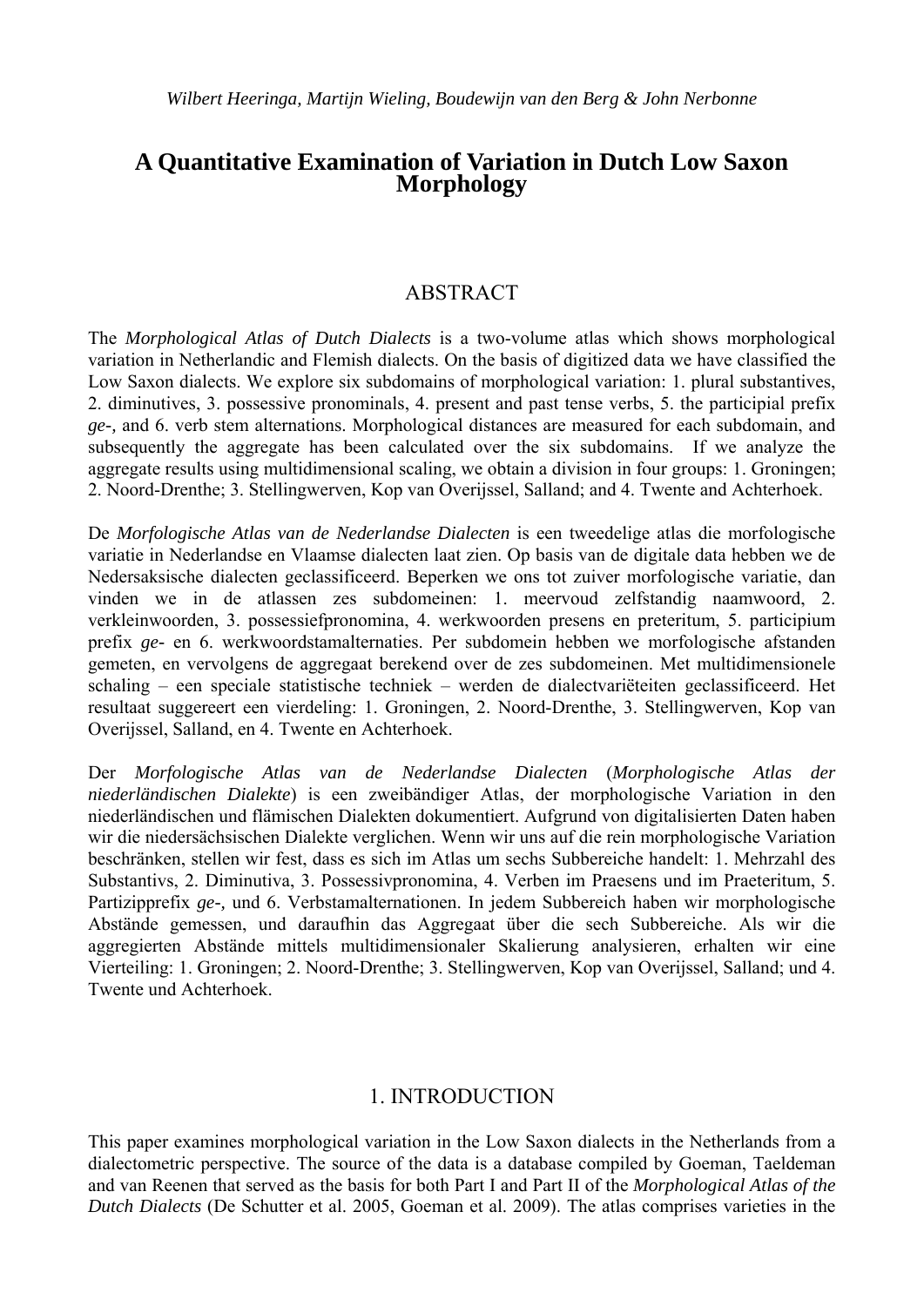*Wilbert Heeringa, Martijn Wieling, Boudewijn van den Berg & John Nerbonne*

# A Quantitative Examination of Variation in Dutch Low Saxon Morphology

## ABSTRACT

The *Morphological Atlas of Dutch Dialects* is a two-volume atlas which shows morphological variation in Netherlandic and Flemish dialects. On the basis of digitized data we have classified the Low Saxon dialects. We explore six subdomains of morphological variation: 1. plural substantives, 2. diminutives, 3. possessive pronominals, 4. present and past tense verbs, 5. the participial prefix *ge-,* and 6. verb stem alternations. Morphological distances are measured for each subdomain, and subsequently the aggregate has been calculated over the six subdomains. If we analyze the aggregate results using multidimensional scaling, we obtain a division in four groups: 1. Groningen; 2. Noord-Drenthe; 3. Stellingwerven, Kop van Overijssel, Salland; and 4. Twente and Achterhoek.

De *Morfologische Atlas van de Nederlandse Dialecten* is een tweedelige atlas die morfologische variatie in Nederlandse en Vlaamse dialecten laat zien. Op basis van de digitale data hebben we de Nedersaksische dialecten geclassificeerd. Beperken we ons tot zuiver morfologische variatie, dan vinden we in de atlassen zes subdomeinen: 1. meervoud zelfstandig naamwoord, 2. verkleinwoorden, 3. possessiefpronomina, 4. werkwoorden presens en preteritum, 5. participium prefix *ge-* en 6. werkwoordstamalternaties. Per subdomein hebben we morfologische afstanden gemeten, en vervolgens de aggregaat berekend over de zes subdomeinen. Met multidimensionele schaling – een speciale statistische techniek – werden de dialectvariëteiten geclassificeerd. Het resultaat suggereert een vierdeling: 1. Groningen, 2. Noord-Drenthe, 3. Stellingwerven, Kop van Overijssel, Salland, en 4. Twente en Achterhoek.

Der *Morfologische Atlas van de Nederlandse Dialecten* (*Morphologische Atlas der niederländischen Dialekte*) is een zweibändiger Atlas, der morphologische Variation in den niederländischen und flämischen Dialekten dokumentiert. Aufgrund von digitalisierten Daten haben wir die niedersächsischen Dialekte verglichen. Wenn wir uns auf die rein morphologische Variation beschränken, stellen wir fest, dass es sich im Atlas um sechs Subbereiche handelt: 1. Mehrzahl des Substantivs, 2. Diminutiva, 3. Possessivpronomina, 4. Verben im Praesens und im Praeteritum, 5. Partizipprefix *ge-,* und 6. Verbstamalternationen. In jedem Subbereich haben wir morphologische Abstände gemessen, und daraufhin das Aggregaat über die sech Subbereiche. Als wir die aggregierten Abstände mittels multidimensionaler Skalierung analysieren, erhalten wir eine Vierteilung: 1. Groningen; 2. Noord-Drenthe; 3. Stellingwerven, Kop van Overijssel, Salland; und 4. Twente und Achterhoek.

## 1. INTRODUCTION

This paper examines morphological variation in the Low Saxon dialects in the Netherlands from a dialectometric perspective. The source of the data is a database compiled by Goeman, Taeldeman and van Reenen that served as the basis for both Part I and Part II of the *Morphological Atlas of the Dutch Dialects* (De Schutter et al. 2005, Goeman et al. 2009). The atlas comprises varieties in the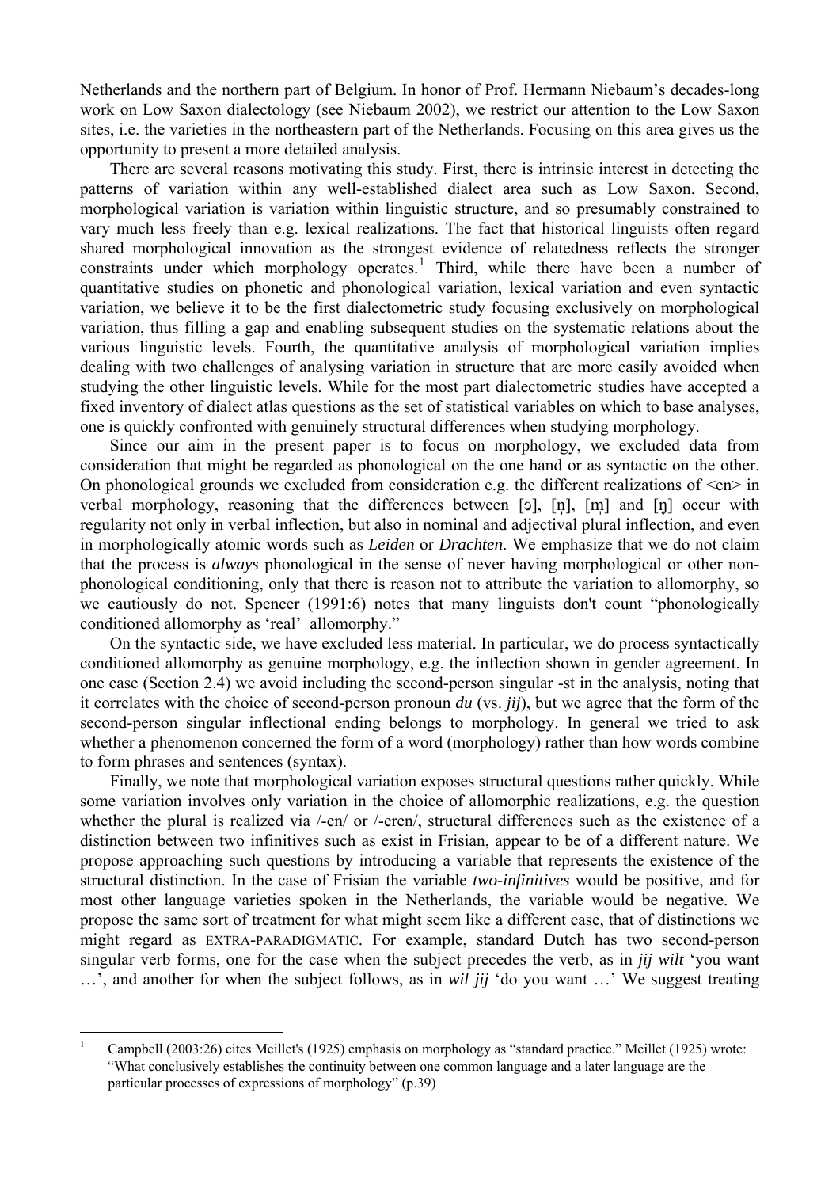Netherlands and the northern part of Belgium. In honor of Prof. Hermann Niebaum's decades-long work on Low Saxon dialectology (see Niebaum 2002), we restrict our attention to the Low Saxon sites, i.e. the varieties in the northeastern part of the Netherlands. Focusing on this area gives us the opportunity to present a more detailed analysis.

There are several reasons motivating this study. First, there is intrinsic interest in detecting the patterns of variation within any well-established dialect area such as Low Saxon. Second, morphological variation is variation within linguistic structure, and so presumably constrained to vary much less freely than e.g. lexical realizations. The fact that historical linguists often regard shared morphological innovation as the strongest evidence of relatedness reflects the stronger constraints under which morphology operates.[1] Third, while there have been a number of quantitative studies on phonetic and phonological variation, lexical variation and even syntactic variation, we believe it to be the first dialectometric study focusing exclusively on morphological variation, thus filling a gap and enabling subsequent studies on the systematic relations about the various linguistic levels. Fourth, the quantitative analysis of morphological variation implies dealing with two challenges of analysing variation in structure that are more easily avoided when studying the other linguistic levels. While for the most part dialectometric studies have accepted a fixed inventory of dialect atlas questions as the set of statistical variables on which to base analyses, one is quickly confronted with genuinely structural differences when studying morphology.

Since our aim in the present paper is to focus on morphology, we excluded data from consideration that might be regarded as phonological on the one hand or as syntactic on the other. On phonological grounds we excluded from consideration e.g. the different realizations of <en> in verbal morphology, reasoning that the differences between [ə], [n̩], [m̩] and [ŋ̍] occur with regularity not only in verbal inflection, but also in nominal and adjectival plural inflection, and even in morphologically atomic words such as ***Leiden*** or ***Drachten***. We emphasize that we do not claim that the process is *always* phonological in the sense of never having morphological or other non-phonological conditioning, only that there is reason not to attribute the variation to allomorphy, so we cautiously do not. Spencer (1991:6) notes that many linguists don't count "phonologically conditioned allomorphy as 'real' allomorphy."

On the syntactic side, we have excluded less material. In particular, we do process syntactically conditioned allomorphy as genuine morphology, e.g. the inflection shown in gender agreement. In one case (Section 2.4) we avoid including the second-person singular -st in the analysis, noting that it correlates with the choice of second-person pronoun *du* (vs. *jij*), but we agree that the form of the second-person singular inflectional ending belongs to morphology. In general we tried to ask whether a phenomenon concerned the form of a word (morphology) rather than how words combine to form phrases and sentences (syntax).

Finally, we note that morphological variation exposes structural questions rather quickly. While some variation involves only variation in the choice of allomorphic realizations, e.g. the question whether the plural is realized via /-en/ or /-eren/, structural differences such as the existence of a distinction between two infinitives such as exist in Frisian, appear to be of a different nature. We propose approaching such questions by introducing a variable that represents the existence of the structural distinction. In the case of Frisian the variable *two-infinitives* would be positive, and for most other language varieties spoken in the Netherlands, the variable would be negative. We propose the same sort of treatment for what might seem like a different case, that of distinctions we might regard as EXTRA-PARADIGMATIC. For example, standard Dutch has two second-person singular verb forms, one for the case when the subject precedes the verb, as in *jij wilt* 'you want …', and another for when the subject follows, as in *wil jij* 'do you want …' We suggest treating

[1] Campbell (2003:26) cites Meillet's (1925) emphasis on morphology as "standard practice." Meillet (1925) wrote: "What conclusively establishes the continuity between one common language and a later language are the particular processes of expressions of morphology" (p.39)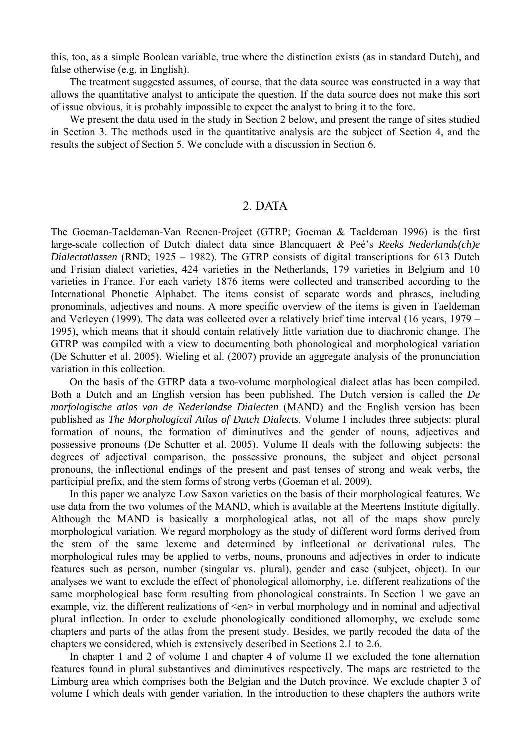this, too, as a simple Boolean variable, true where the distinction exists (as in standard Dutch), and false otherwise (e.g. in English).

The treatment suggested assumes, of course, that the data source was constructed in a way that allows the quantitative analyst to anticipate the question. If the data source does not make this sort of issue obvious, it is probably impossible to expect the analyst to bring it to the fore.

We present the data used in the study in Section 2 below, and present the range of sites studied in Section 3. The methods used in the quantitative analysis are the subject of Section 4, and the results the subject of Section 5. We conclude with a discussion in Section 6.

## 2. DATA

The Goeman-Taeldeman-Van Reenen-Project (GTRP; Goeman & Taeldeman 1996) is the first large-scale collection of Dutch dialect data since Blancquaert & Peé's *Reeks Nederlands(ch)e Dialectatlassen* (RND; 1925 – 1982). The GTRP consists of digital transcriptions for 613 Dutch and Frisian dialect varieties, 424 varieties in the Netherlands, 179 varieties in Belgium and 10 varieties in France. For each variety 1876 items were collected and transcribed according to the International Phonetic Alphabet. The items consist of separate words and phrases, including pronominals, adjectives and nouns. A more specific overview of the items is given in Taeldeman and Verleyen (1999). The data was collected over a relatively brief time interval (16 years, 1979 – 1995), which means that it should contain relatively little variation due to diachronic change. The GTRP was compiled with a view to documenting both phonological and morphological variation (De Schutter et al. 2005). Wieling et al. (2007) provide an aggregate analysis of the pronunciation variation in this collection.

On the basis of the GTRP data a two-volume morphological dialect atlas has been compiled. Both a Dutch and an English version has been published. The Dutch version is called the *De morfologische atlas van de Nederlandse Dialecten* (MAND) and the English version has been published as *The Morphological Atlas of Dutch Dialects*. Volume I includes three subjects: plural formation of nouns, the formation of diminutives and the gender of nouns, adjectives and possessive pronouns (De Schutter et al. 2005). Volume II deals with the following subjects: the degrees of adjectival comparison, the possessive pronouns, the subject and object personal pronouns, the inflectional endings of the present and past tenses of strong and weak verbs, the participial prefix, and the stem forms of strong verbs (Goeman et al. 2009).

In this paper we analyze Low Saxon varieties on the basis of their morphological features. We use data from the two volumes of the MAND, which is available at the Meertens Institute digitally. Although the MAND is basically a morphological atlas, not all of the maps show purely morphological variation. We regard morphology as the study of different word forms derived from the stem of the same lexeme and determined by inflectional or derivational rules. The morphological rules may be applied to verbs, nouns, pronouns and adjectives in order to indicate features such as person, number (singular vs. plural), gender and case (subject, object). In our analyses we want to exclude the effect of phonological allomorphy, i.e. different realizations of the same morphological base form resulting from phonological constraints. In Section 1 we gave an example, viz. the different realizations of <en> in verbal morphology and in nominal and adjectival plural inflection. In order to exclude phonologically conditioned allomorphy, we exclude some chapters and parts of the atlas from the present study. Besides, we partly recoded the data of the chapters we considered, which is extensively described in Sections 2.1 to 2.6.

In chapter 1 and 2 of volume I and chapter 4 of volume II we excluded the tone alternation features found in plural substantives and diminutives respectively. The maps are restricted to the Limburg area which comprises both the Belgian and the Dutch province. We exclude chapter 3 of volume I which deals with gender variation. In the introduction to these chapters the authors write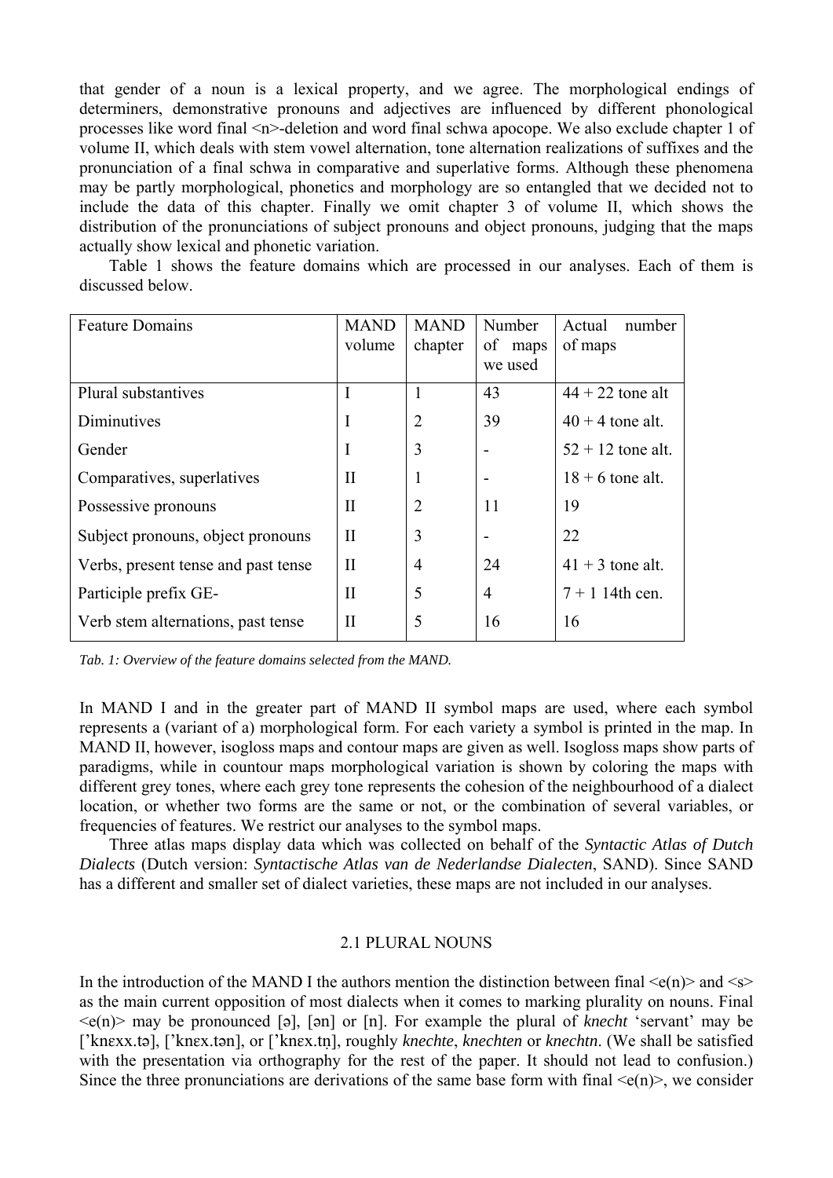that gender of a noun is a lexical property, and we agree. The morphological endings of determiners, demonstrative pronouns and adjectives are influenced by different phonological processes like word final <n>-deletion and word final schwa apocope. We also exclude chapter 1 of volume II, which deals with stem vowel alternation, tone alternation realizations of suffixes and the pronunciation of a final schwa in comparative and superlative forms. Although these phenomena may be partly morphological, phonetics and morphology are so entangled that we decided not to include the data of this chapter. Finally we omit chapter 3 of volume II, which shows the distribution of the pronunciations of subject pronouns and object pronouns, judging that the maps actually show lexical and phonetic variation.

Table 1 shows the feature domains which are processed in our analyses. Each of them is discussed below.

| Feature Domains | MAND volume | MAND chapter | Number of maps we used | Actual number of maps |
|---|---|---|---|---|
| Plural substantives | I | 1 | 43 | 44 + 22 tone alt |
| Diminutives | I | 2 | 39 | 40 + 4 tone alt. |
| Gender | I | 3 | - | 52 + 12 tone alt. |
| Comparatives, superlatives | II | 1 | - | 18 + 6 tone alt. |
| Possessive pronouns | II | 2 | 11 | 19 |
| Subject pronouns, object pronouns | II | 3 | - | 22 |
| Verbs, present tense and past tense | II | 4 | 24 | 41 + 3 tone alt. |
| Participle prefix GE- | II | 5 | 4 | 7 + 1 14th cen. |
| Verb stem alternations, past tense | II | 5 | 16 | 16 |

*Tab. 1: Overview of the feature domains selected from the MAND.*

In MAND I and in the greater part of MAND II symbol maps are used, where each symbol represents a (variant of a) morphological form. For each variety a symbol is printed in the map. In MAND II, however, isogloss maps and contour maps are given as well. Isogloss maps show parts of paradigms, while in countour maps morphological variation is shown by coloring the maps with different grey tones, where each grey tone represents the cohesion of the neighbourhood of a dialect location, or whether two forms are the same or not, or the combination of several variables, or frequencies of features. We restrict our analyses to the symbol maps.

Three atlas maps display data which was collected on behalf of the *Syntactic Atlas of Dutch Dialects* (Dutch version: *Syntactische Atlas van de Nederlandse Dialecten*, SAND). Since SAND has a different and smaller set of dialect varieties, these maps are not included in our analyses.

## 2.1 PLURAL NOUNS

In the introduction of the MAND I the authors mention the distinction between final <e(n)> and <s> as the main current opposition of most dialects when it comes to marking plurality on nouns. Final <e(n)> may be pronounced [ə], [ən] or [n]. For example the plural of *knecht* 'servant' may be ['knɛxx.tə], ['knɛx.tən], or ['knɛx.tn̩], roughly *knechte*, *knechten* or *knechtn*. (We shall be satisfied with the presentation via orthography for the rest of the paper. It should not lead to confusion.) Since the three pronunciations are derivations of the same base form with final <e(n)>, we consider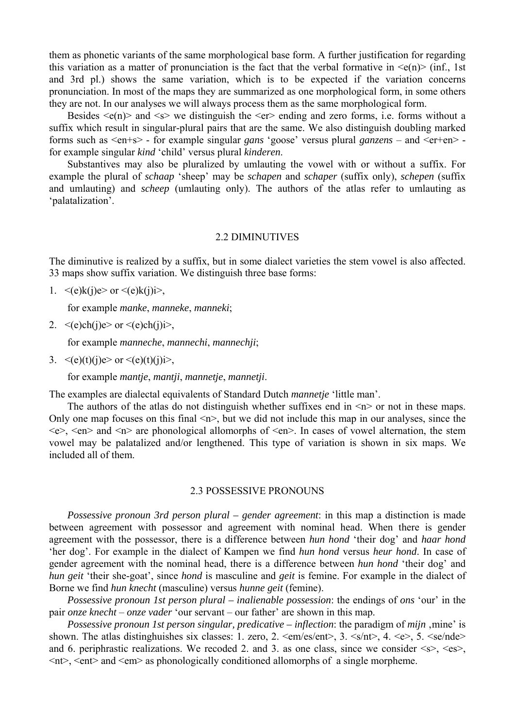them as phonetic variants of the same morphological base form. A further justification for regarding this variation as a matter of pronunciation is the fact that the verbal formative in <e(n)> (inf., 1st and 3rd pl.) shows the same variation, which is to be expected if the variation concerns pronunciation. In most of the maps they are summarized as one morphological form, in some others they are not. In our analyses we will always process them as the same morphological form.

Besides <e(n)> and <s> we distinguish the <er> ending and zero forms, i.e. forms without a suffix which result in singular-plural pairs that are the same. We also distinguish doubling marked forms such as <en+s> - for example singular *gans* 'goose' versus plural *ganzens* – and <er+en> - for example singular *kind* 'child' versus plural *kinderen*.

Substantives may also be pluralized by umlauting the vowel with or without a suffix. For example the plural of *schaap* 'sheep' may be *schapen* and *schaper* (suffix only), *schepen* (suffix and umlauting) and *scheep* (umlauting only). The authors of the atlas refer to umlauting as 'palatalization'.

## 2.2 DIMINUTIVES

The diminutive is realized by a suffix, but in some dialect varieties the stem vowel is also affected. 33 maps show suffix variation. We distinguish three base forms:

1. <(e)k(j)e> or <(e)k(j)i>,

   for example *manke*, *manneke*, *manneki*;

2. <(e)ch(j)e> or <(e)ch(j)i>,

   for example *manneche*, *mannechi*, *mannechji*;

3. <(e)(t)(j)e> or <(e)(t)(j)i>,

   for example *mantje*, *mantji*, *mannetje*, *mannetji*.

The examples are dialectal equivalents of Standard Dutch *mannetje* 'little man'.

The authors of the atlas do not distinguish whether suffixes end in <n> or not in these maps. Only one map focuses on this final <n>, but we did not include this map in our analyses, since the <e>, <en> and <n> are phonological allomorphs of <en>. In cases of vowel alternation, the stem vowel may be palatalized and/or lengthened. This type of variation is shown in six maps. We included all of them.

## 2.3 POSSESSIVE PRONOUNS

*Possessive pronoun 3rd person plural – gender agreement*: in this map a distinction is made between agreement with possessor and agreement with nominal head. When there is gender agreement with the possessor, there is a difference between *hun hond* 'their dog' and *haar hond* 'her dog'. For example in the dialect of Kampen we find *hun hond* versus *heur hond*. In case of gender agreement with the nominal head, there is a difference between *hun hond* 'their dog' and *hun geit* 'their she-goat', since *hond* is masculine and *geit* is femine. For example in the dialect of Borne we find *hun knecht* (masculine) versus *hunne geit* (femine).

*Possessive pronoun 1st person plural – inalienable possession*: the endings of *ons* 'our' in the pair *onze knecht – onze vader* 'our servant – our father' are shown in this map.

*Possessive pronoun 1st person singular, predicative – inflection*: the paradigm of *mijn* ‚mine' is shown. The atlas distinghuishes six classes: 1. zero, 2. <em/es/ent>, 3. <s/nt>, 4. <e>, 5. <se/nde> and 6. periphrastic realizations. We recoded 2. and 3. as one class, since we consider <s>, <es>, <nt>, <ent> and <em> as phonologically conditioned allomorphs of a single morpheme.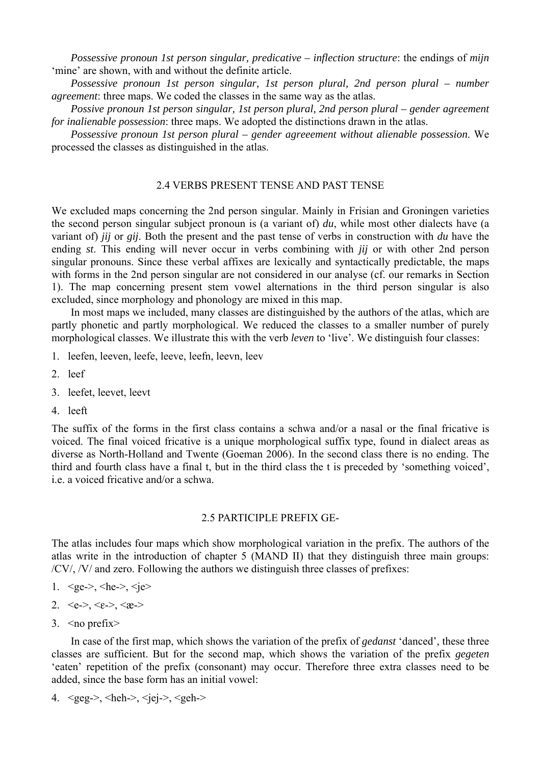*Possessive pronoun 1st person singular, predicative – inflection structure*: the endings of *mijn* 'mine' are shown, with and without the definite article.

*Possessive pronoun 1st person singular, 1st person plural, 2nd person plural – number agreement*: three maps. We coded the classes in the same way as the atlas.

*Possive pronoun 1st person singular, 1st person plural, 2nd person plural – gender agreement for inalienable possession*: three maps. We adopted the distinctions drawn in the atlas.

*Possessive pronoun 1st person plural – gender agreeement without alienable possession*. We processed the classes as distinguished in the atlas.

## 2.4 VERBS PRESENT TENSE AND PAST TENSE

We excluded maps concerning the 2nd person singular. Mainly in Frisian and Groningen varieties the second person singular subject pronoun is (a variant of) *du*, while most other dialects have (a variant of) *jij* or *gij*. Both the present and the past tense of verbs in construction with *du* have the ending *st*. This ending will never occur in verbs combining with *jij* or with other 2nd person singular pronouns. Since these verbal affixes are lexically and syntactically predictable, the maps with forms in the 2nd person singular are not considered in our analyse (cf. our remarks in Section 1). The map concerning present stem vowel alternations in the third person singular is also excluded, since morphology and phonology are mixed in this map.

In most maps we included, many classes are distinguished by the authors of the atlas, which are partly phonetic and partly morphological. We reduced the classes to a smaller number of purely morphological classes. We illustrate this with the verb *leven* to 'live'. We distinguish four classes:

1. leefen, leeven, leefe, leeve, leefn, leevn, leev
2. leef
3. leefet, leevet, leevt
4. leeft

The suffix of the forms in the first class contains a schwa and/or a nasal or the final fricative is voiced. The final voiced fricative is a unique morphological suffix type, found in dialect areas as diverse as North-Holland and Twente (Goeman 2006). In the second class there is no ending. The third and fourth class have a final t, but in the third class the t is preceded by 'something voiced', i.e. a voiced fricative and/or a schwa.

## 2.5 PARTICIPLE PREFIX GE-

The atlas includes four maps which show morphological variation in the prefix. The authors of the atlas write in the introduction of chapter 5 (MAND II) that they distinguish three main groups: /CV/, /V/ and zero. Following the authors we distinguish three classes of prefixes:

1. <ge->, <he->, <je>
2. <e->, <ɛ->, <æ->
3. <no prefix>

In case of the first map, which shows the variation of the prefix of *gedanst* 'danced', these three classes are sufficient. But for the second map, which shows the variation of the prefix *gegeten* 'eaten' repetition of the prefix (consonant) may occur. Therefore three extra classes need to be added, since the base form has an initial vowel:

4. <geg->, <heh->, <jej->, <geh->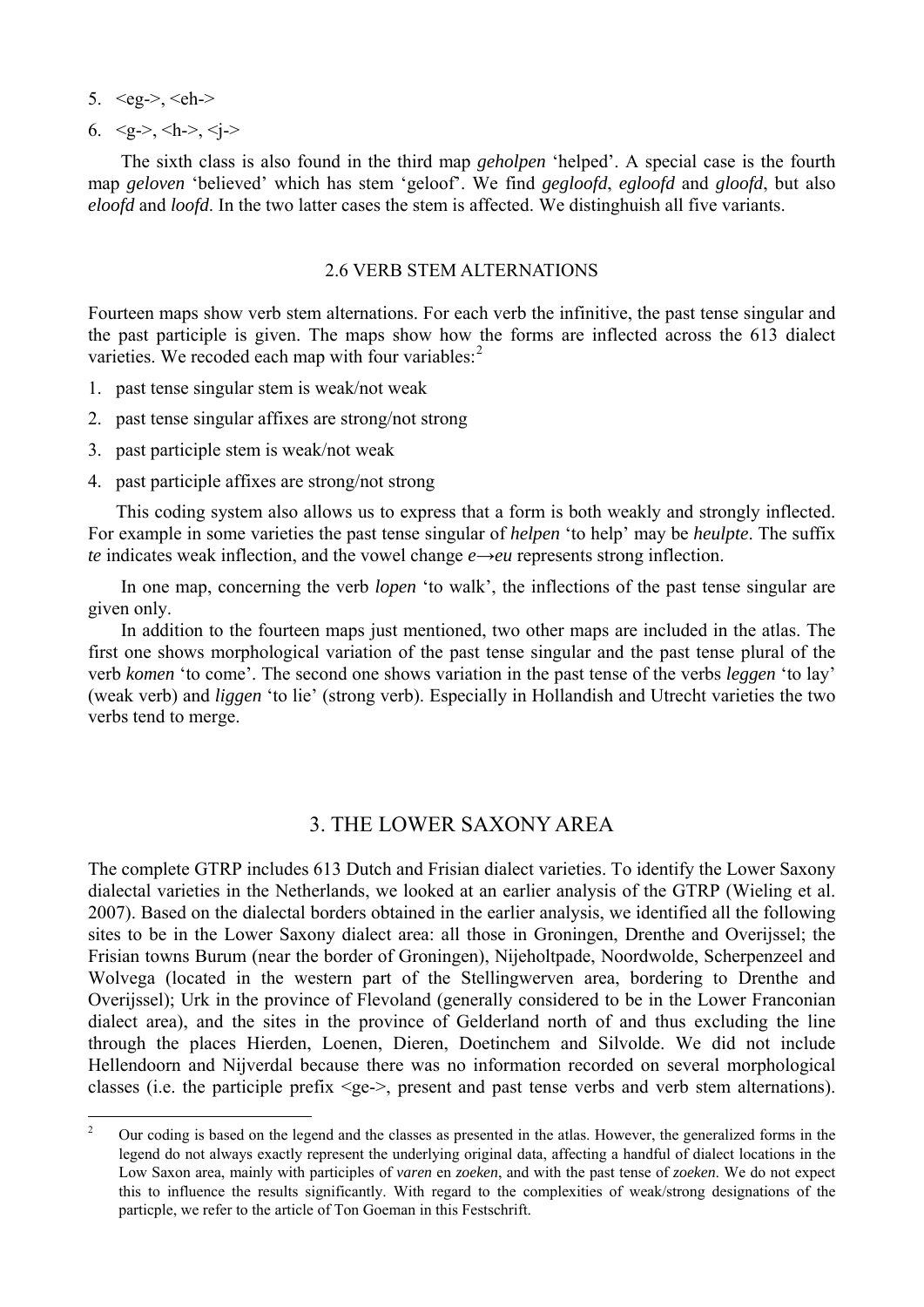5. <eg->, <eh->
6. <g->, <h->, <j->

The sixth class is also found in the third map *geholpen* 'helped'. A special case is the fourth map *geloven* 'believed' which has stem 'geloof'. We find *gegloofd*, *egloofd* and *gloofd*, but also *eloofd* and *loofd*. In the two latter cases the stem is affected. We distinghuish all five variants.

### 2.6 VERB STEM ALTERNATIONS

Fourteen maps show verb stem alternations. For each verb the infinitive, the past tense singular and the past participle is given. The maps show how the forms are inflected across the 613 dialect varieties. We recoded each map with four variables:[2]

1. past tense singular stem is weak/not weak
2. past tense singular affixes are strong/not strong
3. past participle stem is weak/not weak
4. past participle affixes are strong/not strong

This coding system also allows us to express that a form is both weakly and strongly inflected. For example in some varieties the past tense singular of *helpen* 'to help' may be *heulpte*. The suffix *te* indicates weak inflection, and the vowel change *e→eu* represents strong inflection.

In one map, concerning the verb *lopen* 'to walk', the inflections of the past tense singular are given only.

In addition to the fourteen maps just mentioned, two other maps are included in the atlas. The first one shows morphological variation of the past tense singular and the past tense plural of the verb *komen* 'to come'. The second one shows variation in the past tense of the verbs *leggen* 'to lay' (weak verb) and *liggen* 'to lie' (strong verb). Especially in Hollandish and Utrecht varieties the two verbs tend to merge.

## 3. THE LOWER SAXONY AREA

The complete GTRP includes 613 Dutch and Frisian dialect varieties. To identify the Lower Saxony dialectal varieties in the Netherlands, we looked at an earlier analysis of the GTRP (Wieling et al. 2007). Based on the dialectal borders obtained in the earlier analysis, we identified all the following sites to be in the Lower Saxony dialect area: all those in Groningen, Drenthe and Overijssel; the Frisian towns Burum (near the border of Groningen), Nijeholtpade, Noordwolde, Scherpenzeel and Wolvega (located in the western part of the Stellingwerven area, bordering to Drenthe and Overijssel); Urk in the province of Flevoland (generally considered to be in the Lower Franconian dialect area), and the sites in the province of Gelderland north of and thus excluding the line through the places Hierden, Loenen, Dieren, Doetinchem and Silvolde. We did not include Hellendoorn and Nijverdal because there was no information recorded on several morphological classes (i.e. the participle prefix <ge->, present and past tense verbs and verb stem alternations).

---

[2] Our coding is based on the legend and the classes as presented in the atlas. However, the generalized forms in the legend do not always exactly represent the underlying original data, affecting a handful of dialect locations in the Low Saxon area, mainly with participles of *varen* en *zoeken*, and with the past tense of *zoeken*. We do not expect this to influence the results significantly. With regard to the complexities of weak/strong designations of the particple, we refer to the article of Ton Goeman in this Festschrift.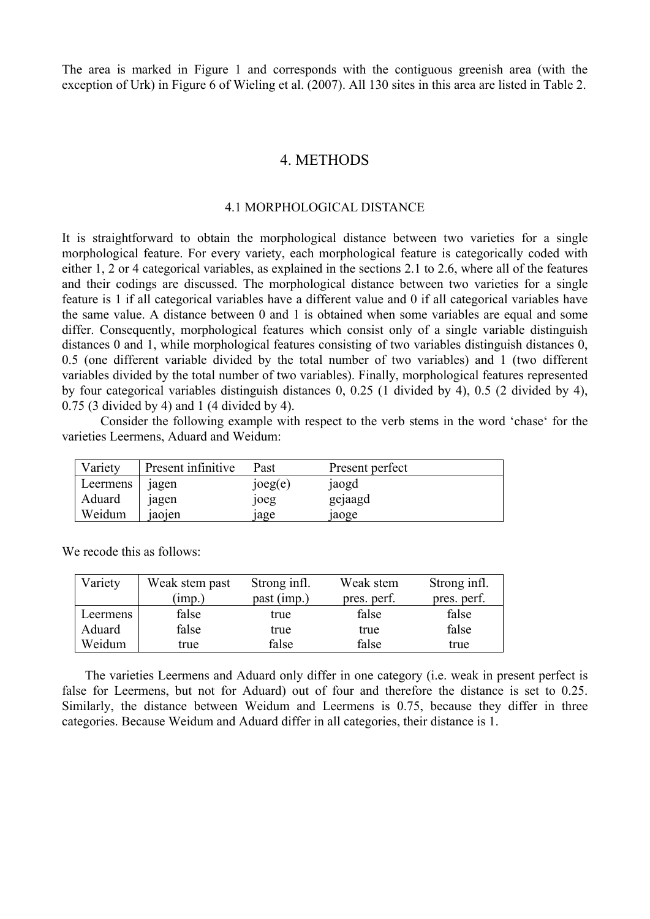The area is marked in Figure 1 and corresponds with the contiguous greenish area (with the exception of Urk) in Figure 6 of Wieling et al. (2007). All 130 sites in this area are listed in Table 2.

## 4. METHODS

### 4.1 MORPHOLOGICAL DISTANCE

It is straightforward to obtain the morphological distance between two varieties for a single morphological feature. For every variety, each morphological feature is categorically coded with either 1, 2 or 4 categorical variables, as explained in the sections 2.1 to 2.6, where all of the features and their codings are discussed. The morphological distance between two varieties for a single feature is 1 if all categorical variables have a different value and 0 if all categorical variables have the same value. A distance between 0 and 1 is obtained when some variables are equal and some differ. Consequently, morphological features which consist only of a single variable distinguish distances 0 and 1, while morphological features consisting of two variables distinguish distances 0, 0.5 (one different variable divided by the total number of two variables) and 1 (two different variables divided by the total number of two variables). Finally, morphological features represented by four categorical variables distinguish distances 0, 0.25 (1 divided by 4), 0.5 (2 divided by 4), 0.75 (3 divided by 4) and 1 (4 divided by 4).

Consider the following example with respect to the verb stems in the word 'chase' for the varieties Leermens, Aduard and Weidum:

| Variety | Present infinitive | Past | Present perfect |
|---|---|---|---|
| Leermens | jagen | joeg(e) | jaogd |
| Aduard | jagen | joeg | gejaagd |
| Weidum | jaojen | jage | jaoge |

We recode this as follows:

| Variety | Weak stem past (imp.) | Strong infl. past (imp.) | Weak stem pres. perf. | Strong infl. pres. perf. |
|---|---|---|---|---|
| Leermens | false | true | false | false |
| Aduard | false | true | true | false |
| Weidum | true | false | false | true |

The varieties Leermens and Aduard only differ in one category (i.e. weak in present perfect is false for Leermens, but not for Aduard) out of four and therefore the distance is set to 0.25. Similarly, the distance between Weidum and Leermens is 0.75, because they differ in three categories. Because Weidum and Aduard differ in all categories, their distance is 1.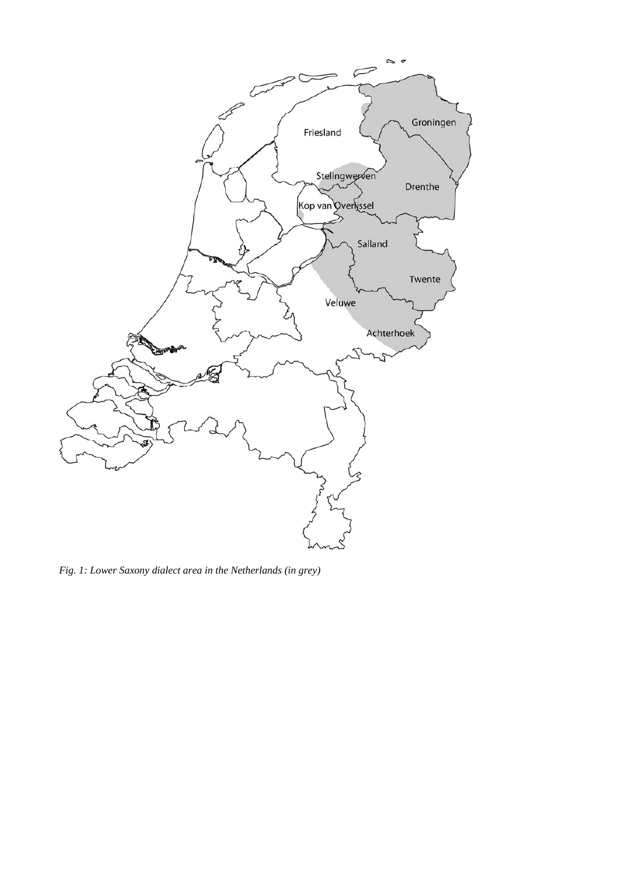Groningen

Friesland

Stelingwerven

Drenthe

Kop van Overijssel

Salland

Twente

Veluwe

Achterhoek

*Fig. 1: Lower Saxony dialect area in the Netherlands (in grey)*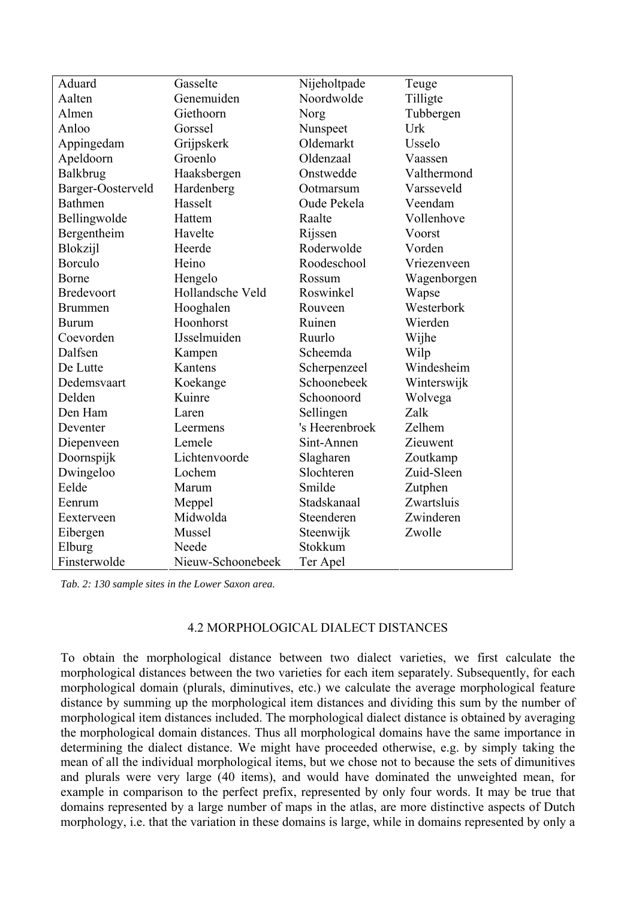| | | | |
|---|---|---|---|
| Aduard | Gasselte | Nijeholtpade | Teuge |
| Aalten | Genemuiden | Noordwolde | Tilligte |
| Almen | Giethoorn | Norg | Tubbergen |
| Anloo | Gorssel | Nunspeet | Urk |
| Appingedam | Grijpskerk | Oldemarkt | Usselo |
| Apeldoorn | Groenlo | Oldenzaal | Vaassen |
| Balkbrug | Haaksbergen | Onstwedde | Valthermond |
| Barger-Oosterveld | Hardenberg | Ootmarsum | Varsseveld |
| Bathmen | Hasselt | Oude Pekela | Veendam |
| Bellingwolde | Hattem | Raalte | Vollenhove |
| Bergentheim | Havelte | Rijssen | Voorst |
| Blokzijl | Heerde | Roderwolde | Vorden |
| Borculo | Heino | Roodeschool | Vriezenveen |
| Borne | Hengelo | Rossum | Wagenborgen |
| Bredevoort | Hollandsche Veld | Roswinkel | Wapse |
| Brummen | Hooghalen | Rouveen | Westerbork |
| Burum | Hoonhorst | Ruinen | Wierden |
| Coevorden | IJsselmuiden | Ruurlo | Wijhe |
| Dalfsen | Kampen | Scheemda | Wilp |
| De Lutte | Kantens | Scherpenzeel | Windesheim |
| Dedemsvaart | Koekange | Schoonebeek | Winterswijk |
| Delden | Kuinre | Schoonoord | Wolvega |
| Den Ham | Laren | Sellingen | Zalk |
| Deventer | Leermens | 's Heerenbroek | Zelhem |
| Diepenveen | Lemele | Sint-Annen | Zieuwent |
| Doornspijk | Lichtenvoorde | Slagharen | Zoutkamp |
| Dwingeloo | Lochem | Slochteren | Zuid-Sleen |
| Eelde | Marum | Smilde | Zutphen |
| Eenrum | Meppel | Stadskanaal | Zwartsluis |
| Eexterveen | Midwolda | Steenderen | Zwinderen |
| Eibergen | Mussel | Steenwijk | Zwolle |
| Elburg | Neede | Stokkum | |
| Finsterwolde | Nieuw-Schoonebeek | Ter Apel | |

*Tab. 2: 130 sample sites in the Lower Saxon area.*

## 4.2 MORPHOLOGICAL DIALECT DISTANCES

To obtain the morphological distance between two dialect varieties, we first calculate the morphological distances between the two varieties for each item separately. Subsequently, for each morphological domain (plurals, diminutives, etc.) we calculate the average morphological feature distance by summing up the morphological item distances and dividing this sum by the number of morphological item distances included. The morphological dialect distance is obtained by averaging the morphological domain distances. Thus all morphological domains have the same importance in determining the dialect distance. We might have proceeded otherwise, e.g. by simply taking the mean of all the individual morphological items, but we chose not to because the sets of dimunitives and plurals were very large (40 items), and would have dominated the unweighted mean, for example in comparison to the perfect prefix, represented by only four words. It may be true that domains represented by a large number of maps in the atlas, are more distinctive aspects of Dutch morphology, i.e. that the variation in these domains is large, while in domains represented by only a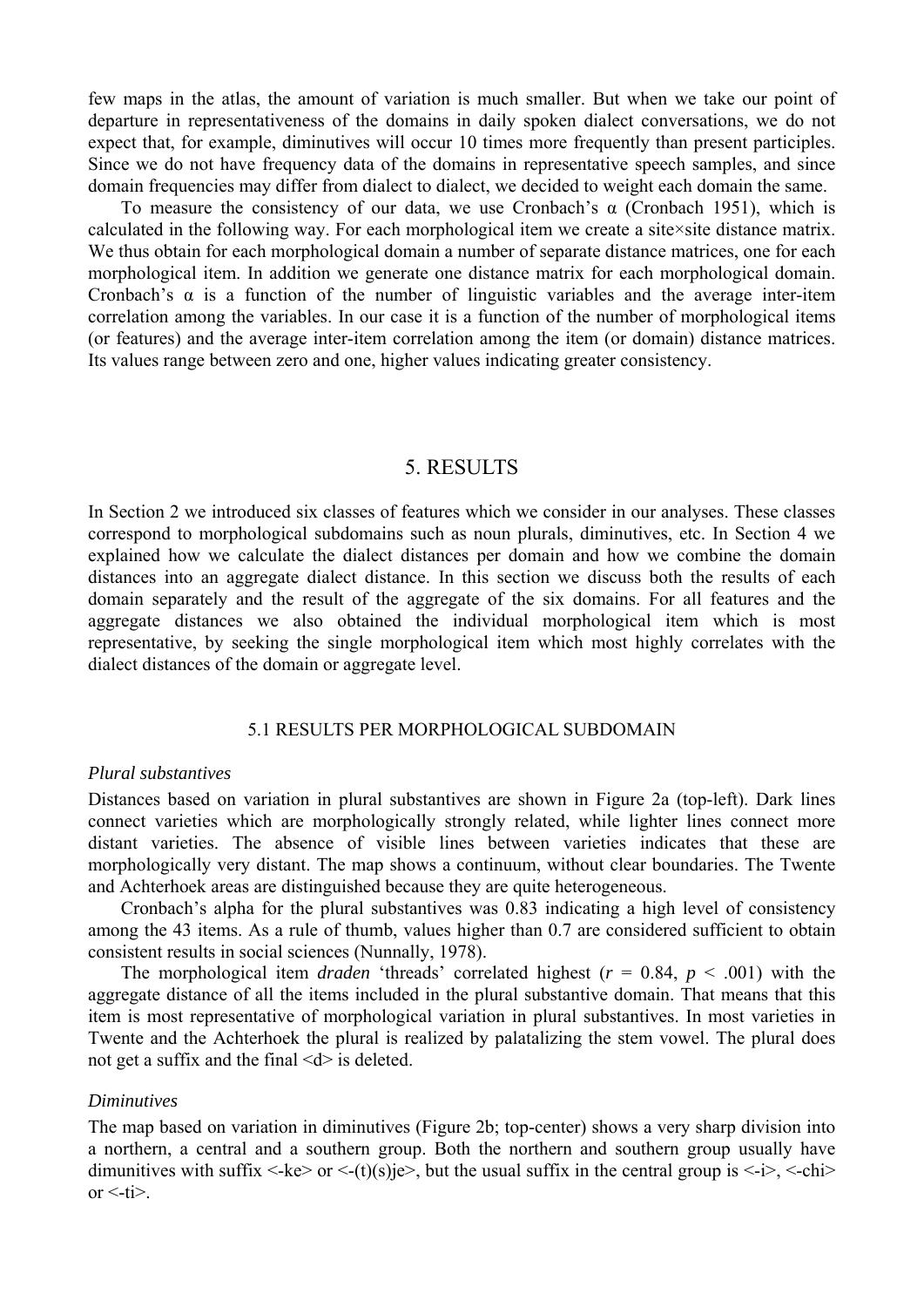few maps in the atlas, the amount of variation is much smaller. But when we take our point of departure in representativeness of the domains in daily spoken dialect conversations, we do not expect that, for example, diminutives will occur 10 times more frequently than present participles. Since we do not have frequency data of the domains in representative speech samples, and since domain frequencies may differ from dialect to dialect, we decided to weight each domain the same.

To measure the consistency of our data, we use Cronbach's α (Cronbach 1951), which is calculated in the following way. For each morphological item we create a site×site distance matrix. We thus obtain for each morphological domain a number of separate distance matrices, one for each morphological item. In addition we generate one distance matrix for each morphological domain. Cronbach's α is a function of the number of linguistic variables and the average inter-item correlation among the variables. In our case it is a function of the number of morphological items (or features) and the average inter-item correlation among the item (or domain) distance matrices. Its values range between zero and one, higher values indicating greater consistency.

# 5. RESULTS

In Section 2 we introduced six classes of features which we consider in our analyses. These classes correspond to morphological subdomains such as noun plurals, diminutives, etc. In Section 4 we explained how we calculate the dialect distances per domain and how we combine the domain distances into an aggregate dialect distance. In this section we discuss both the results of each domain separately and the result of the aggregate of the six domains. For all features and the aggregate distances we also obtained the individual morphological item which is most representative, by seeking the single morphological item which most highly correlates with the dialect distances of the domain or aggregate level.

## 5.1 RESULTS PER MORPHOLOGICAL SUBDOMAIN

*Plural substantives*

Distances based on variation in plural substantives are shown in Figure 2a (top-left). Dark lines connect varieties which are morphologically strongly related, while lighter lines connect more distant varieties. The absence of visible lines between varieties indicates that these are morphologically very distant. The map shows a continuum, without clear boundaries. The Twente and Achterhoek areas are distinguished because they are quite heterogeneous.

Cronbach's alpha for the plural substantives was 0.83 indicating a high level of consistency among the 43 items. As a rule of thumb, values higher than 0.7 are considered sufficient to obtain consistent results in social sciences (Nunnally, 1978).

The morphological item *draden* 'threads' correlated highest ($r$ = 0.84, $p$ < .001) with the aggregate distance of all the items included in the plural substantive domain. That means that this item is most representative of morphological variation in plural substantives. In most varieties in Twente and the Achterhoek the plural is realized by palatalizing the stem vowel. The plural does not get a suffix and the final <d> is deleted.

*Diminutives*

The map based on variation in diminutives (Figure 2b; top-center) shows a very sharp division into a northern, a central and a southern group. Both the northern and southern group usually have dimunitives with suffix <-ke> or <-(t)(s)je>, but the usual suffix in the central group is <-i>, <-chi> or <-ti>.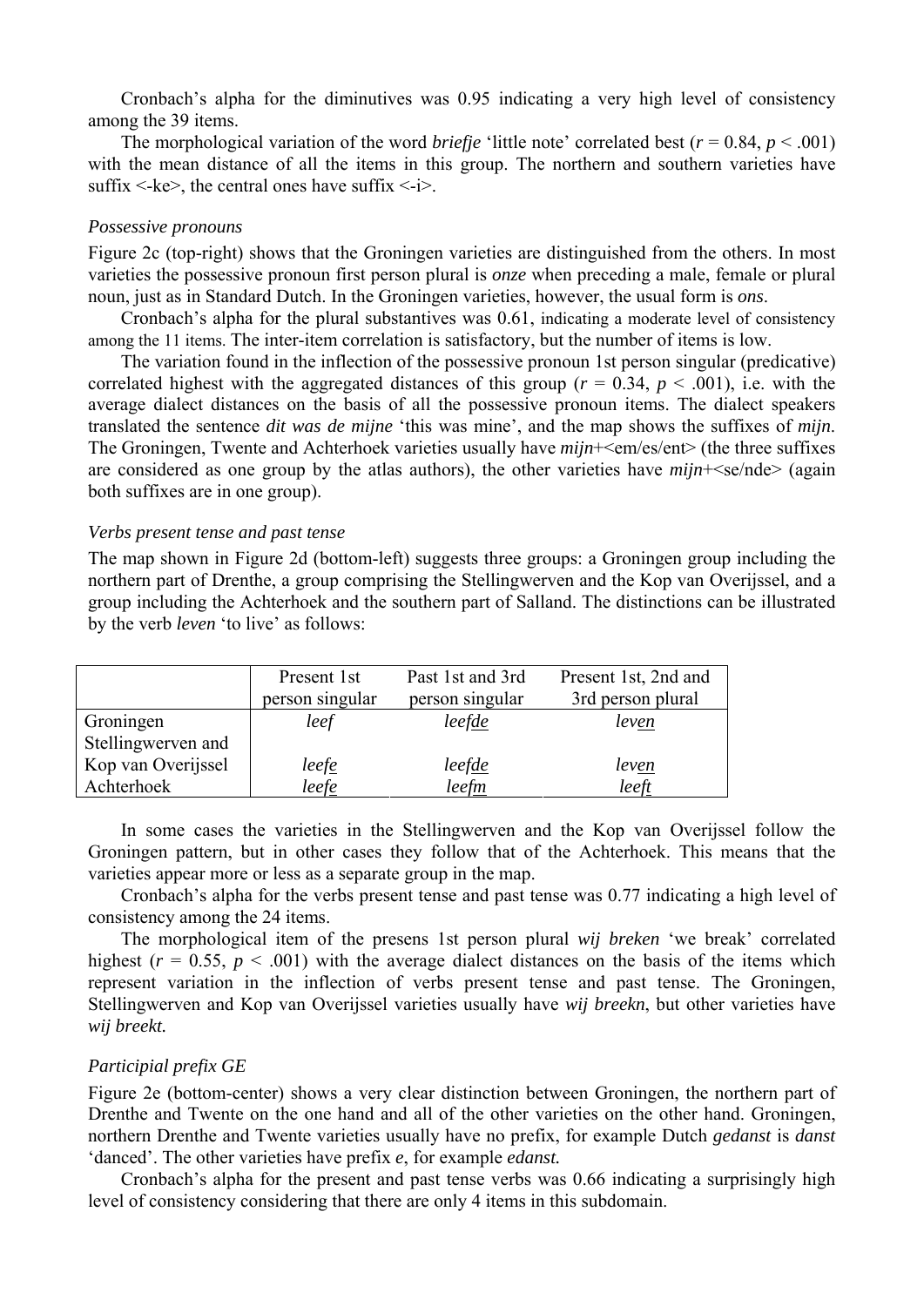Cronbach's alpha for the diminutives was 0.95 indicating a very high level of consistency among the 39 items.

The morphological variation of the word *briefje* 'little note' correlated best ($r = 0.84$, $p < .001$) with the mean distance of all the items in this group. The northern and southern varieties have suffix <-ke>, the central ones have suffix <-i>.

*Possessive pronouns*

Figure 2c (top-right) shows that the Groningen varieties are distinguished from the others. In most varieties the possessive pronoun first person plural is *onze* when preceding a male, female or plural noun, just as in Standard Dutch. In the Groningen varieties, however, the usual form is *ons*.

Cronbach's alpha for the plural substantives was 0.61, indicating a moderate level of consistency among the 11 items. The inter-item correlation is satisfactory, but the number of items is low.

The variation found in the inflection of the possessive pronoun 1st person singular (predicative) correlated highest with the aggregated distances of this group ($r = 0.34$, $p < .001$), i.e. with the average dialect distances on the basis of all the possessive pronoun items. The dialect speakers translated the sentence *dit was de mijne* 'this was mine', and the map shows the suffixes of *mijn*. The Groningen, Twente and Achterhoek varieties usually have *mijn*+<em/es/ent> (the three suffixes are considered as one group by the atlas authors), the other varieties have *mijn*+<se/nde> (again both suffixes are in one group).

*Verbs present tense and past tense*

The map shown in Figure 2d (bottom-left) suggests three groups: a Groningen group including the northern part of Drenthe, a group comprising the Stellingwerven and the Kop van Overijssel, and a group including the Achterhoek and the southern part of Salland. The distinctions can be illustrated by the verb *leven* 'to live' as follows:

| | Present 1st person singular | Past 1st and 3rd person singular | Present 1st, 2nd and 3rd person plural |
|---|---|---|---|
| Groningen | *leef* | *leef<u>de</u>* | *lev<u>en</u>* |
| Stellingwerven and Kop van Overijssel | *leef<u>e</u>* | *leef<u>de</u>* | *lev<u>en</u>* |
| Achterhoek | *leef<u>e</u>* | *leef<u>m</u>* | *leef<u>t</u>* |

In some cases the varieties in the Stellingwerven and the Kop van Overijssel follow the Groningen pattern, but in other cases they follow that of the Achterhoek. This means that the varieties appear more or less as a separate group in the map.

Cronbach's alpha for the verbs present tense and past tense was 0.77 indicating a high level of consistency among the 24 items.

The morphological item of the presens 1st person plural *wij breken* 'we break' correlated highest ($r = 0.55$, $p < .001$) with the average dialect distances on the basis of the items which represent variation in the inflection of verbs present tense and past tense. The Groningen, Stellingwerven and Kop van Overijssel varieties usually have *wij breekn*, but other varieties have *wij breekt.*

*Participial prefix GE*

Figure 2e (bottom-center) shows a very clear distinction between Groningen, the northern part of Drenthe and Twente on the one hand and all of the other varieties on the other hand. Groningen, northern Drenthe and Twente varieties usually have no prefix, for example Dutch *gedanst* is *danst* 'danced'. The other varieties have prefix *e*, for example *edanst.*

Cronbach's alpha for the present and past tense verbs was 0.66 indicating a surprisingly high level of consistency considering that there are only 4 items in this subdomain.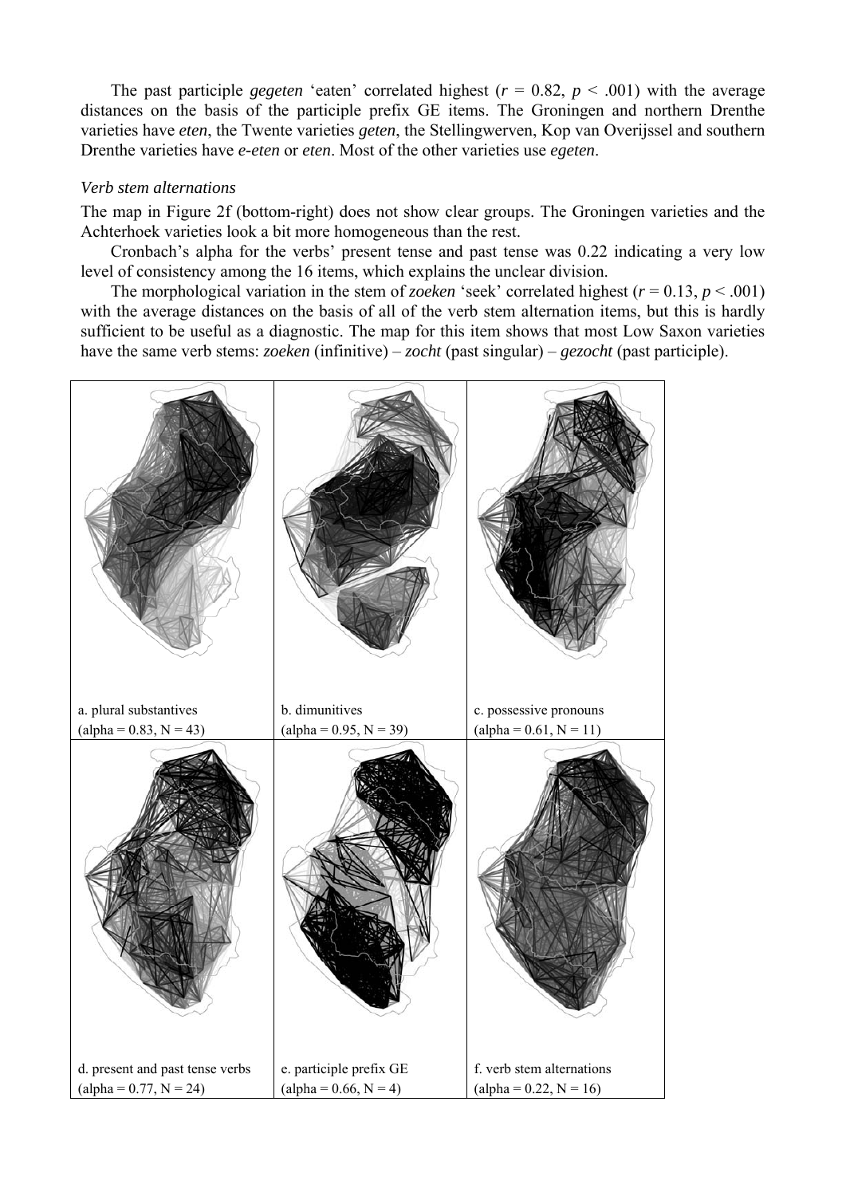The past participle *gegeten* 'eaten' correlated highest ($r$ = 0.82, $p$ < .001) with the average distances on the basis of the participle prefix GE items. The Groningen and northern Drenthe varieties have *eten*, the Twente varieties *geten*, the Stellingwerven, Kop van Overijssel and southern Drenthe varieties have *e-eten* or *eten*. Most of the other varieties use *egeten*.

*Verb stem alternations*

The map in Figure 2f (bottom-right) does not show clear groups. The Groningen varieties and the Achterhoek varieties look a bit more homogeneous than the rest.

Cronbach's alpha for the verbs' present tense and past tense was 0.22 indicating a very low level of consistency among the 16 items, which explains the unclear division.

The morphological variation in the stem of *zoeken* 'seek' correlated highest ($r$ = 0.13, $p$ < .001) with the average distances on the basis of all of the verb stem alternation items, but this is hardly sufficient to be useful as a diagnostic. The map for this item shows that most Low Saxon varieties have the same verb stems: *zoeken* (infinitive) – *zocht* (past singular) – *gezocht* (past participle).

a. plural substantives
(alpha = 0.83, N = 43)

b. dimunitives
(alpha = 0.95, N = 39)

c. possessive pronouns
(alpha = 0.61, N = 11)

d. present and past tense verbs
(alpha = 0.77, N = 24)

e. participle prefix GE
(alpha = 0.66, N = 4)

f. verb stem alternations
(alpha = 0.22, N = 16)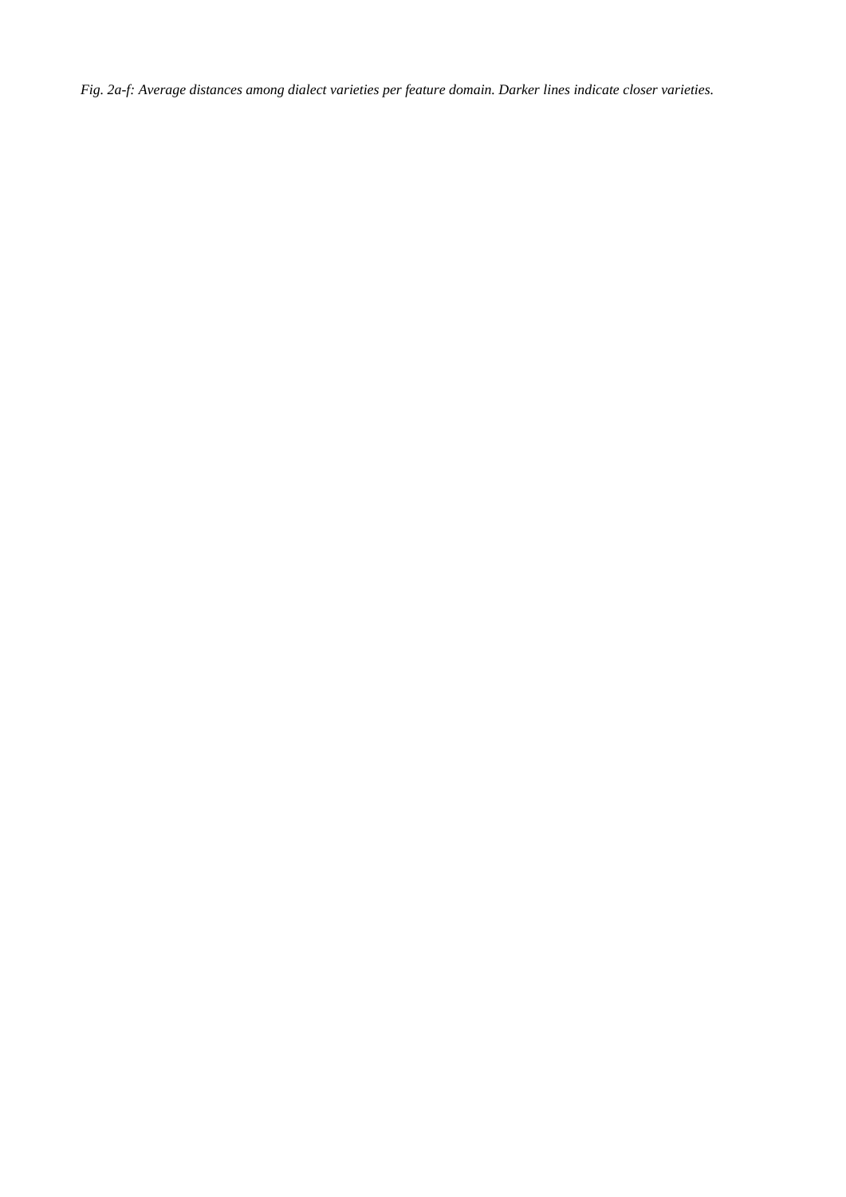*Fig. 2a-f: Average distances among dialect varieties per feature domain. Darker lines indicate closer varieties.*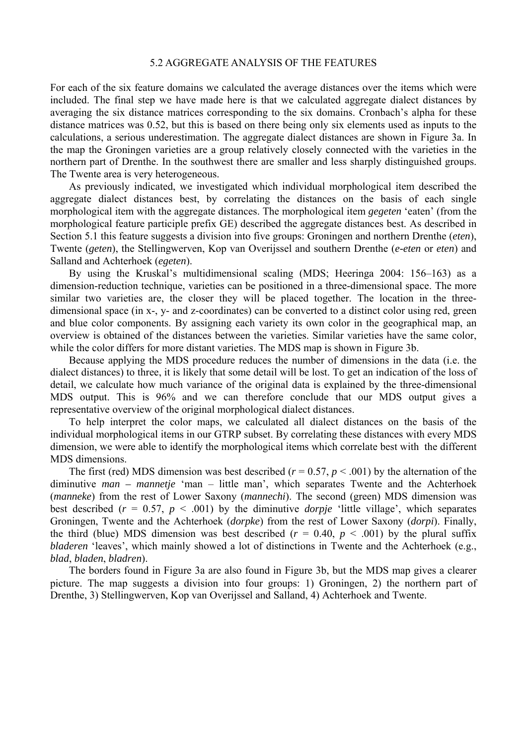### 5.2 AGGREGATE ANALYSIS OF THE FEATURES

For each of the six feature domains we calculated the average distances over the items which were included. The final step we have made here is that we calculated aggregate dialect distances by averaging the six distance matrices corresponding to the six domains. Cronbach's alpha for these distance matrices was 0.52, but this is based on there being only six elements used as inputs to the calculations, a serious underestimation. The aggregate dialect distances are shown in Figure 3a. In the map the Groningen varieties are a group relatively closely connected with the varieties in the northern part of Drenthe. In the southwest there are smaller and less sharply distinguished groups. The Twente area is very heterogeneous.

As previously indicated, we investigated which individual morphological item described the aggregate dialect distances best, by correlating the distances on the basis of each single morphological item with the aggregate distances. The morphological item *gegeten* 'eaten' (from the morphological feature participle prefix GE) described the aggregate distances best. As described in Section 5.1 this feature suggests a division into five groups: Groningen and northern Drenthe (*eten*), Twente (*geten*), the Stellingwerven, Kop van Overijssel and southern Drenthe (*e-eten* or *eten*) and Salland and Achterhoek (*egeten*).

By using the Kruskal's multidimensional scaling (MDS; Heeringa 2004: 156–163) as a dimension-reduction technique, varieties can be positioned in a three-dimensional space. The more similar two varieties are, the closer they will be placed together. The location in the three-dimensional space (in x-, y- and z-coordinates) can be converted to a distinct color using red, green and blue color components. By assigning each variety its own color in the geographical map, an overview is obtained of the distances between the varieties. Similar varieties have the same color, while the color differs for more distant varieties. The MDS map is shown in Figure 3b.

Because applying the MDS procedure reduces the number of dimensions in the data (i.e. the dialect distances) to three, it is likely that some detail will be lost. To get an indication of the loss of detail, we calculate how much variance of the original data is explained by the three-dimensional MDS output. This is 96% and we can therefore conclude that our MDS output gives a representative overview of the original morphological dialect distances.

To help interpret the color maps, we calculated all dialect distances on the basis of the individual morphological items in our GTRP subset. By correlating these distances with every MDS dimension, we were able to identify the morphological items which correlate best with the different MDS dimensions.

The first (red) MDS dimension was best described ($r = 0.57$, $p < .001$) by the alternation of the diminutive *man – mannetje* 'man – little man', which separates Twente and the Achterhoek (*manneke*) from the rest of Lower Saxony (*mannechi*). The second (green) MDS dimension was best described ($r = 0.57$, $p < .001$) by the diminutive *dorpje* 'little village', which separates Groningen, Twente and the Achterhoek (*dorpke*) from the rest of Lower Saxony (*dorpi*). Finally, the third (blue) MDS dimension was best described ($r = 0.40$, $p < .001$) by the plural suffix *bladeren* 'leaves', which mainly showed a lot of distinctions in Twente and the Achterhoek (e.g., *blad*, *bladen*, *bladren*).

The borders found in Figure 3a are also found in Figure 3b, but the MDS map gives a clearer picture. The map suggests a division into four groups: 1) Groningen, 2) the northern part of Drenthe, 3) Stellingwerven, Kop van Overijssel and Salland, 4) Achterhoek and Twente.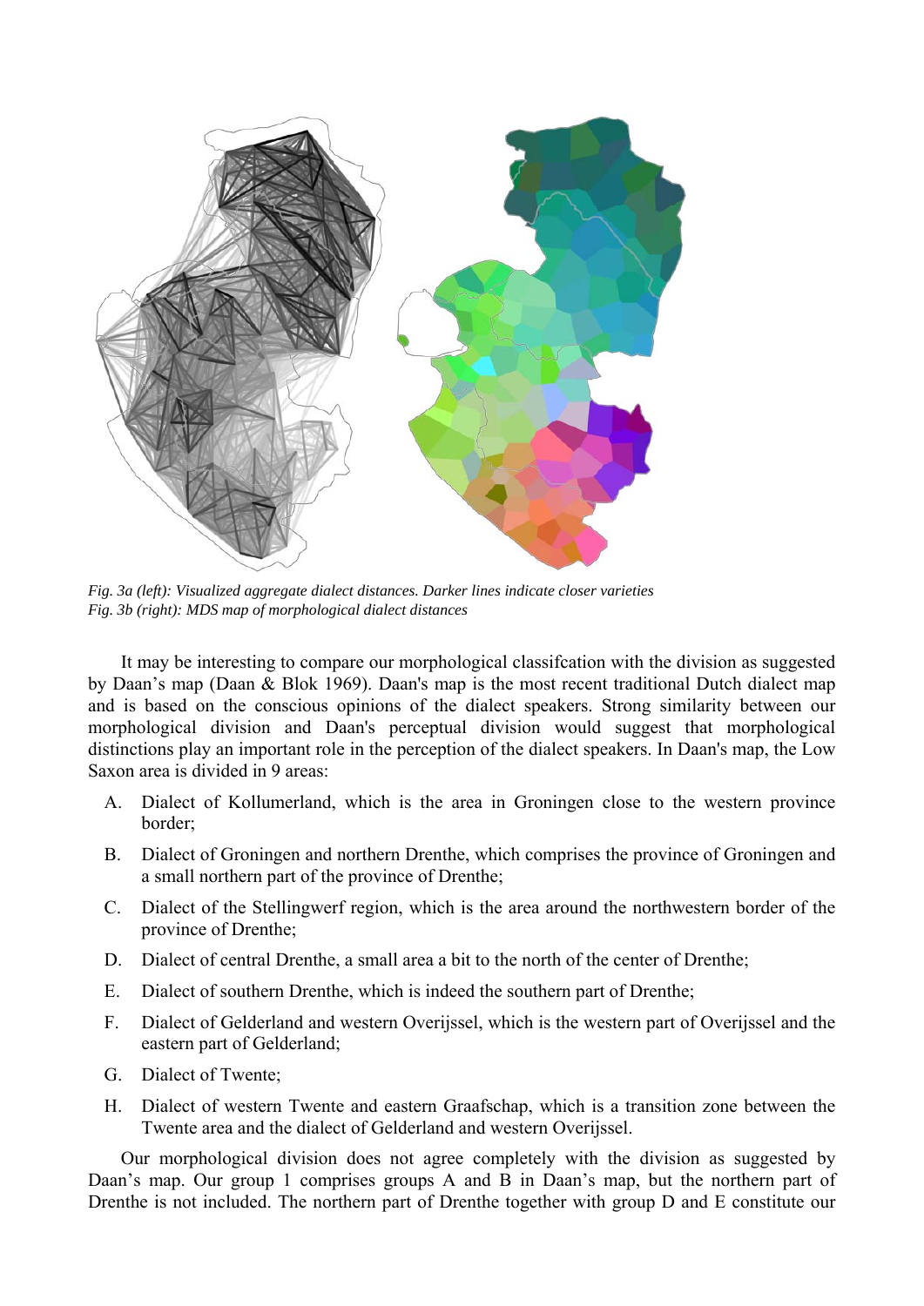*Fig. 3a (left): Visualized aggregate dialect distances. Darker lines indicate closer varieties*
*Fig. 3b (right): MDS map of morphological dialect distances*

It may be interesting to compare our morphological classifcation with the division as suggested by Daan's map (Daan & Blok 1969). Daan's map is the most recent traditional Dutch dialect map and is based on the conscious opinions of the dialect speakers. Strong similarity between our morphological division and Daan's perceptual division would suggest that morphological distinctions play an important role in the perception of the dialect speakers. In Daan's map, the Low Saxon area is divided in 9 areas:

A. Dialect of Kollumerland, which is the area in Groningen close to the western province border;
B. Dialect of Groningen and northern Drenthe, which comprises the province of Groningen and a small northern part of the province of Drenthe;
C. Dialect of the Stellingwerf region, which is the area around the northwestern border of the province of Drenthe;
D. Dialect of central Drenthe, a small area a bit to the north of the center of Drenthe;
E. Dialect of southern Drenthe, which is indeed the southern part of Drenthe;
F. Dialect of Gelderland and western Overijssel, which is the western part of Overijssel and the eastern part of Gelderland;
G. Dialect of Twente;
H. Dialect of western Twente and eastern Graafschap, which is a transition zone between the Twente area and the dialect of Gelderland and western Overijssel.

Our morphological division does not agree completely with the division as suggested by Daan's map. Our group 1 comprises groups A and B in Daan's map, but the northern part of Drenthe is not included. The northern part of Drenthe together with group D and E constitute our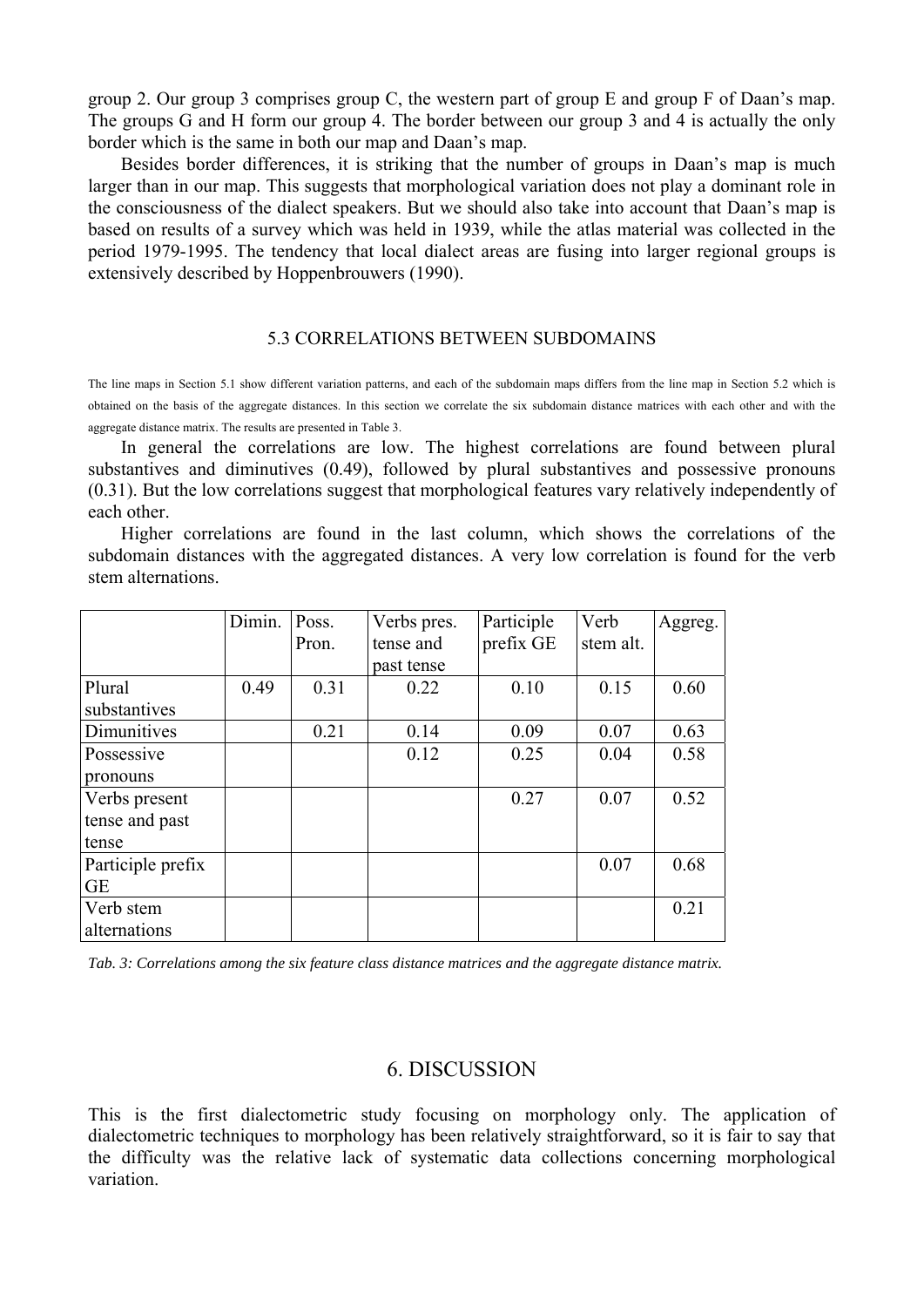group 2. Our group 3 comprises group C, the western part of group E and group F of Daan's map. The groups G and H form our group 4. The border between our group 3 and 4 is actually the only border which is the same in both our map and Daan's map.

Besides border differences, it is striking that the number of groups in Daan's map is much larger than in our map. This suggests that morphological variation does not play a dominant role in the consciousness of the dialect speakers. But we should also take into account that Daan's map is based on results of a survey which was held in 1939, while the atlas material was collected in the period 1979-1995. The tendency that local dialect areas are fusing into larger regional groups is extensively described by Hoppenbrouwers (1990).

### 5.3 CORRELATIONS BETWEEN SUBDOMAINS

The line maps in Section 5.1 show different variation patterns, and each of the subdomain maps differs from the line map in Section 5.2 which is obtained on the basis of the aggregate distances. In this section we correlate the six subdomain distance matrices with each other and with the aggregate distance matrix. The results are presented in Table 3.

In general the correlations are low. The highest correlations are found between plural substantives and diminutives (0.49), followed by plural substantives and possessive pronouns (0.31). But the low correlations suggest that morphological features vary relatively independently of each other.

Higher correlations are found in the last column, which shows the correlations of the subdomain distances with the aggregated distances. A very low correlation is found for the verb stem alternations.

| | Dimin. | Poss. Pron. | Verbs pres. tense and past tense | Participle prefix GE | Verb stem alt. | Aggreg. |
|---|---|---|---|---|---|---|
| Plural substantives | 0.49 | 0.31 | 0.22 | 0.10 | 0.15 | 0.60 |
| Dimunitives | | 0.21 | 0.14 | 0.09 | 0.07 | 0.63 |
| Possessive pronouns | | | 0.12 | 0.25 | 0.04 | 0.58 |
| Verbs present tense and past tense | | | | 0.27 | 0.07 | 0.52 |
| Participle prefix GE | | | | | 0.07 | 0.68 |
| Verb stem alternations | | | | | | 0.21 |

*Tab. 3: Correlations among the six feature class distance matrices and the aggregate distance matrix.*

## 6. DISCUSSION

This is the first dialectometric study focusing on morphology only. The application of dialectometric techniques to morphology has been relatively straightforward, so it is fair to say that the difficulty was the relative lack of systematic data collections concerning morphological variation.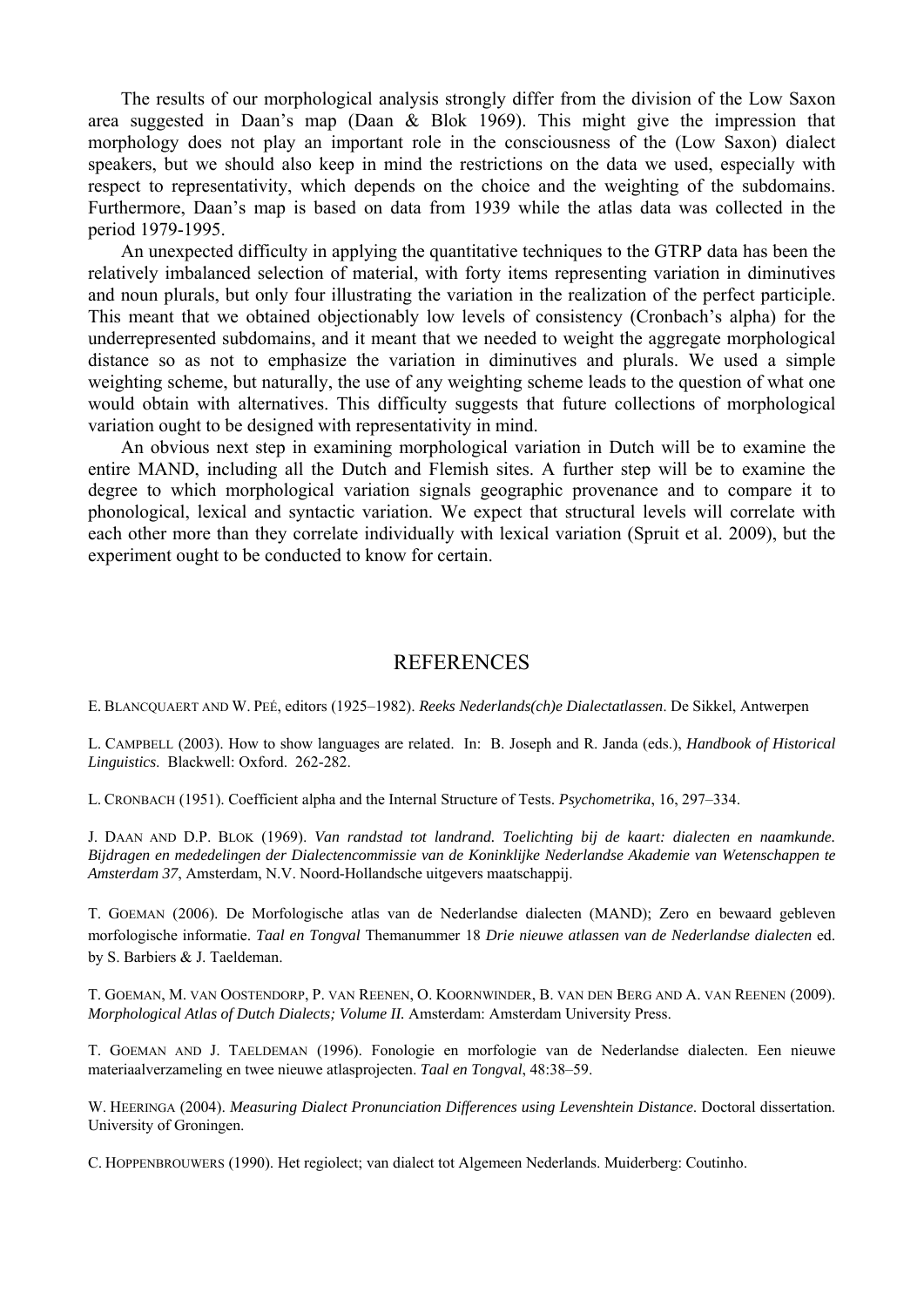The results of our morphological analysis strongly differ from the division of the Low Saxon area suggested in Daan's map (Daan & Blok 1969). This might give the impression that morphology does not play an important role in the consciousness of the (Low Saxon) dialect speakers, but we should also keep in mind the restrictions on the data we used, especially with respect to representativity, which depends on the choice and the weighting of the subdomains. Furthermore, Daan's map is based on data from 1939 while the atlas data was collected in the period 1979-1995.

An unexpected difficulty in applying the quantitative techniques to the GTRP data has been the relatively imbalanced selection of material, with forty items representing variation in diminutives and noun plurals, but only four illustrating the variation in the realization of the perfect participle. This meant that we obtained objectionably low levels of consistency (Cronbach's alpha) for the underrepresented subdomains, and it meant that we needed to weight the aggregate morphological distance so as not to emphasize the variation in diminutives and plurals. We used a simple weighting scheme, but naturally, the use of any weighting scheme leads to the question of what one would obtain with alternatives. This difficulty suggests that future collections of morphological variation ought to be designed with representativity in mind.

An obvious next step in examining morphological variation in Dutch will be to examine the entire MAND, including all the Dutch and Flemish sites. A further step will be to examine the degree to which morphological variation signals geographic provenance and to compare it to phonological, lexical and syntactic variation. We expect that structural levels will correlate with each other more than they correlate individually with lexical variation (Spruit et al. 2009), but the experiment ought to be conducted to know for certain.

# REFERENCES

E. Blancquaert and W. Peé, editors (1925–1982). *Reeks Nederlands(ch)e Dialectatlassen*. De Sikkel, Antwerpen

L. Campbell (2003). How to show languages are related. In: B. Joseph and R. Janda (eds.), *Handbook of Historical Linguistics*. Blackwell: Oxford. 262-282.

L. Cronbach (1951). Coefficient alpha and the Internal Structure of Tests. *Psychometrika*, 16, 297–334.

J. Daan and D.P. Blok (1969). *Van randstad tot landrand. Toelichting bij de kaart: dialecten en naamkunde. Bijdragen en mededelingen der Dialectencommissie van de Koninklijke Nederlandse Akademie van Wetenschappen te Amsterdam 37*, Amsterdam, N.V. Noord-Hollandsche uitgevers maatschappij.

T. Goeman (2006). De Morfologische atlas van de Nederlandse dialecten (MAND); Zero en bewaard gebleven morfologische informatie. *Taal en Tongval* Themanummer 18 *Drie nieuwe atlassen van de Nederlandse dialecten* ed. by S. Barbiers & J. Taeldeman.

T. Goeman, M. van Oostendorp, P. van Reenen, O. Koornwinder, B. van den Berg and A. van Reenen (2009). *Morphological Atlas of Dutch Dialects; Volume II.* Amsterdam: Amsterdam University Press.

T. Goeman and J. Taeldeman (1996). Fonologie en morfologie van de Nederlandse dialecten. Een nieuwe materiaalverzameling en twee nieuwe atlasprojecten. *Taal en Tongval*, 48:38–59.

W. Heeringa (2004). *Measuring Dialect Pronunciation Differences using Levenshtein Distance*. Doctoral dissertation. University of Groningen.

C. Hoppenbrouwers (1990). Het regiolect; van dialect tot Algemeen Nederlands. Muiderberg: Coutinho.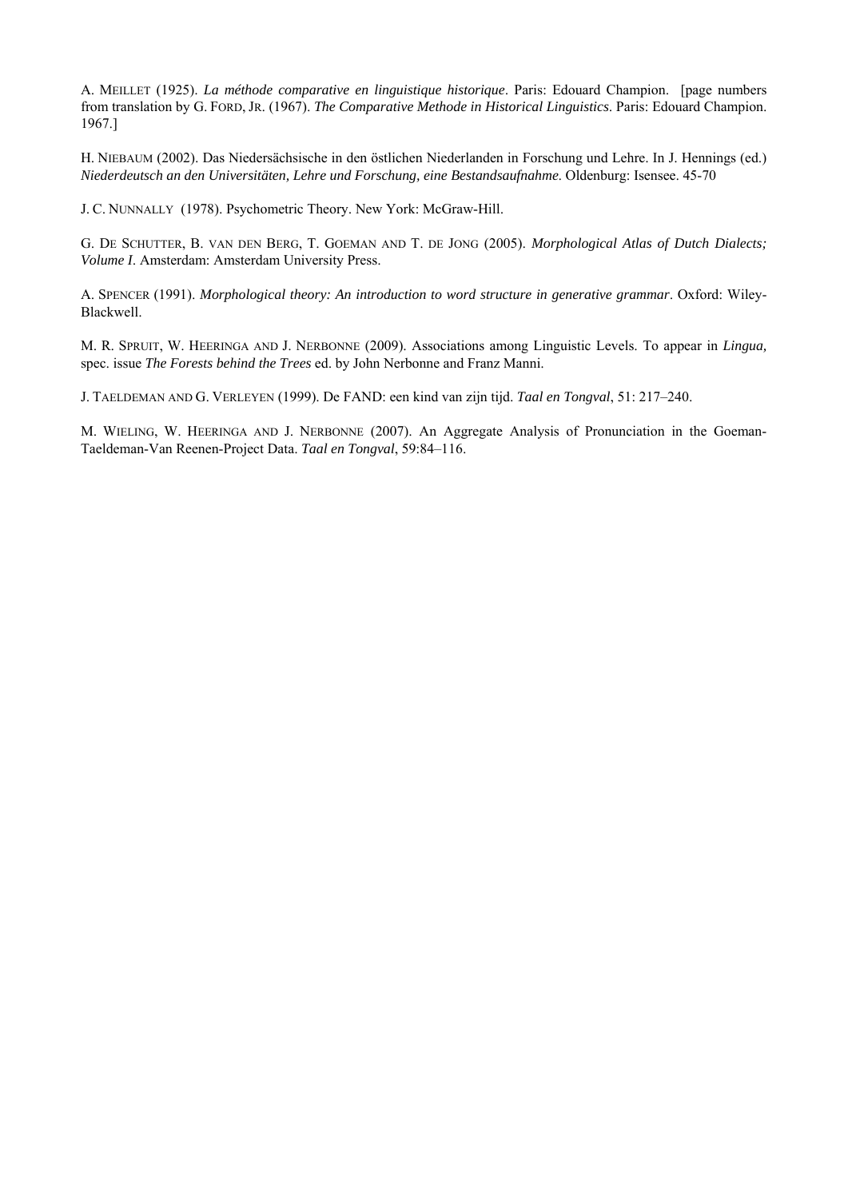A. MEILLET (1925). *La méthode comparative en linguistique historique*. Paris: Edouard Champion. [page numbers from translation by G. FORD, JR. (1967). *The Comparative Methode in Historical Linguistics*. Paris: Edouard Champion. 1967.]

H. NIEBAUM (2002). Das Niedersächsische in den östlichen Niederlanden in Forschung und Lehre. In J. Hennings (ed.) *Niederdeutsch an den Universitäten, Lehre und Forschung, eine Bestandsaufnahme*. Oldenburg: Isensee. 45-70

J. C. NUNNALLY (1978). Psychometric Theory. New York: McGraw-Hill.

G. DE SCHUTTER, B. VAN DEN BERG, T. GOEMAN AND T. DE JONG (2005). *Morphological Atlas of Dutch Dialects; Volume I*. Amsterdam: Amsterdam University Press.

A. SPENCER (1991). *Morphological theory: An introduction to word structure in generative grammar*. Oxford: Wiley-Blackwell.

M. R. SPRUIT, W. HEERINGA AND J. NERBONNE (2009). Associations among Linguistic Levels. To appear in *Lingua,* spec. issue *The Forests behind the Trees* ed. by John Nerbonne and Franz Manni.

J. TAELDEMAN AND G. VERLEYEN (1999). De FAND: een kind van zijn tijd. *Taal en Tongval*, 51: 217–240.

M. WIELING, W. HEERINGA AND J. NERBONNE (2007). An Aggregate Analysis of Pronunciation in the Goeman-Taeldeman-Van Reenen-Project Data. *Taal en Tongval*, 59:84–116.